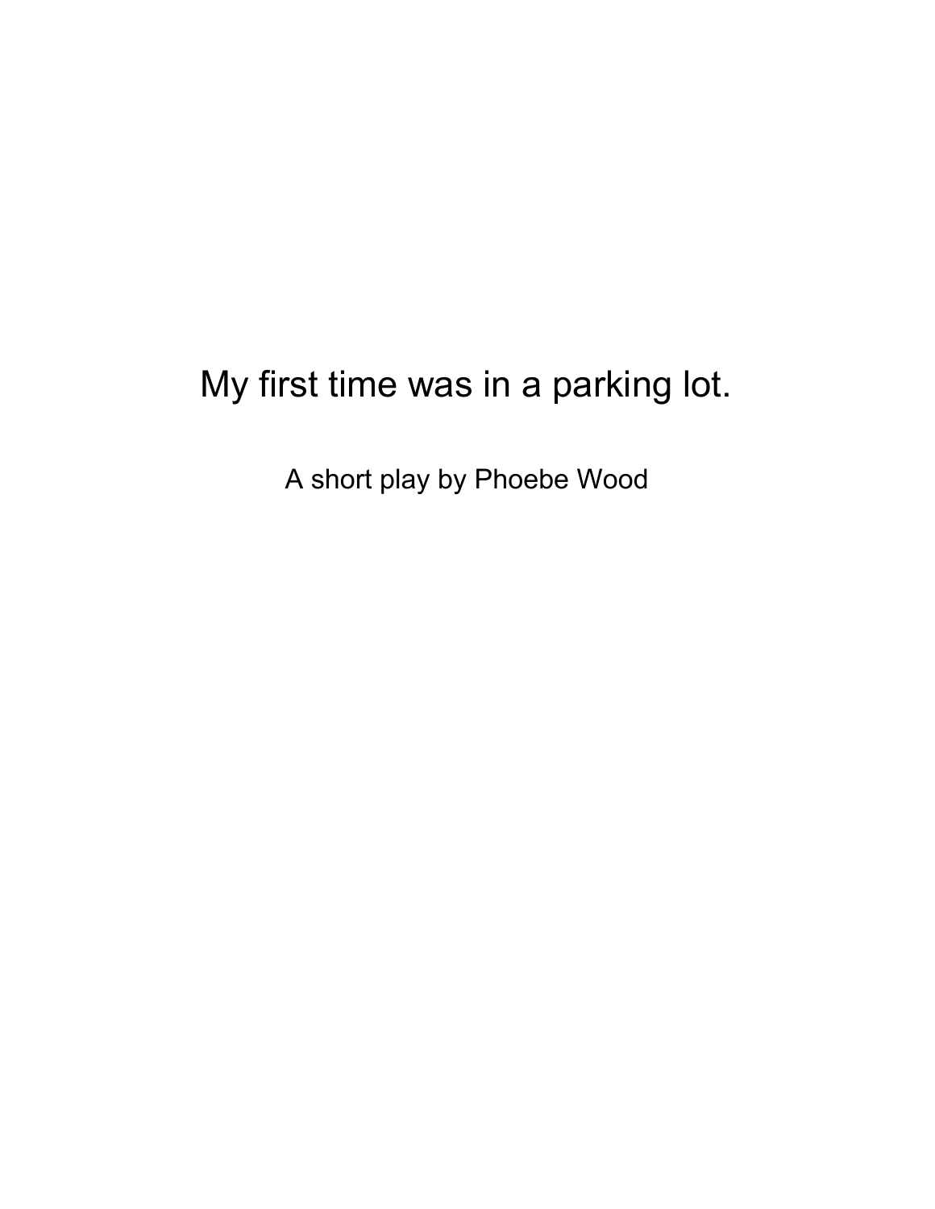# My first time was in a parking lot.

A short play by Phoebe Wood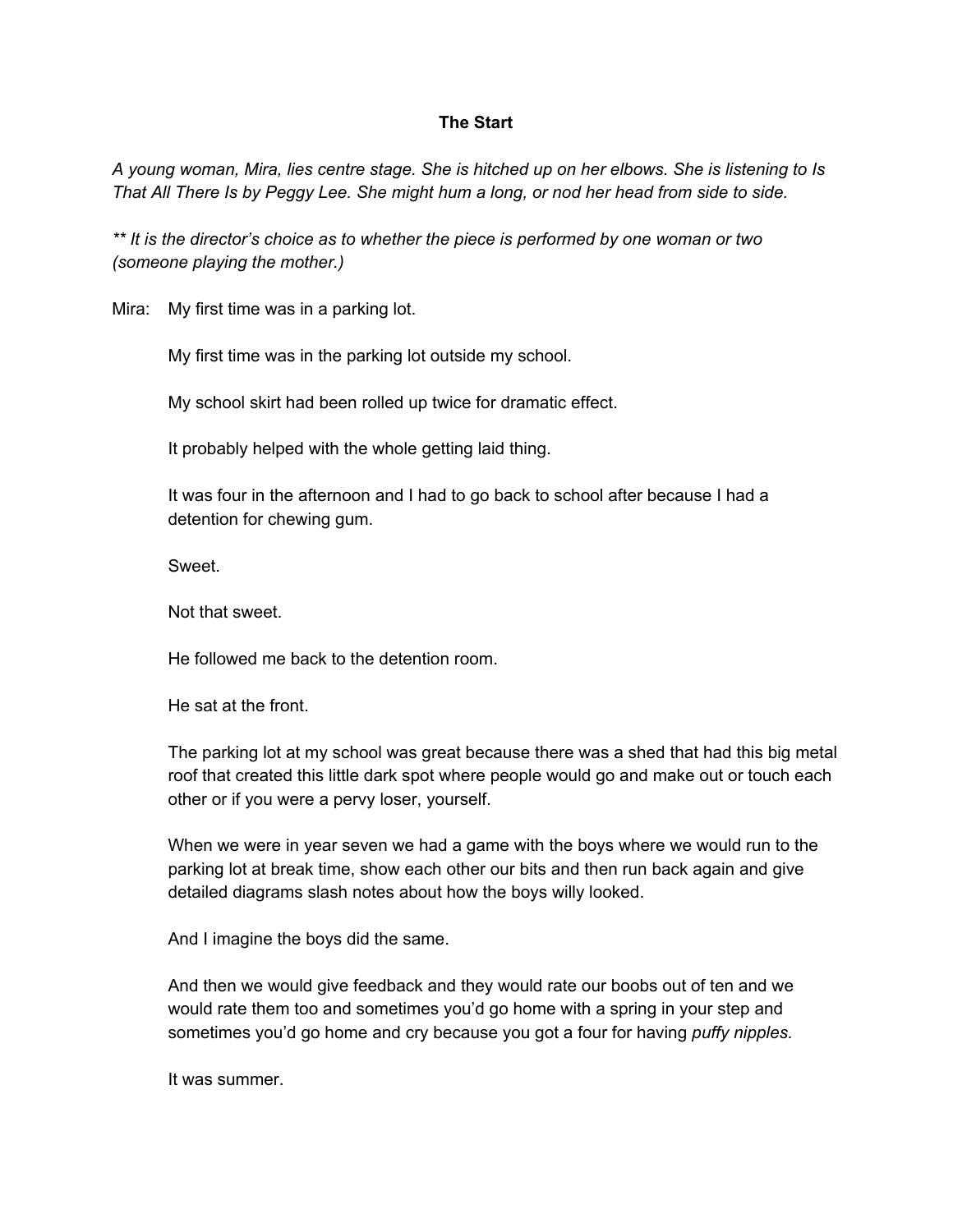**The Start**

*A young woman, Mira, lies centre stage. She is hitched up on her elbows. She is listening to Is That All There Is by Peggy Lee. She might hum a long, or nod her head from side to side.*

*** It is the director's choice as to whether the piece is performed by one woman or two (someone playing the mother.)*

Mira: My first time was in a parking lot.

My first time was in the parking lot outside my school.

My school skirt had been rolled up twice for dramatic effect.

It probably helped with the whole getting laid thing.

It was four in the afternoon and I had to go back to school after because I had a detention for chewing gum.

Sweet.

Not that sweet.

He followed me back to the detention room.

He sat at the front.

The parking lot at my school was great because there was a shed that had this big metal roof that created this little dark spot where people would go and make out or touch each other or if you were a pervy loser, yourself.

When we were in year seven we had a game with the boys where we would run to the parking lot at break time, show each other our bits and then run back again and give detailed diagrams slash notes about how the boys willy looked.

And I imagine the boys did the same.

And then we would give feedback and they would rate our boobs out of ten and we would rate them too and sometimes you'd go home with a spring in your step and sometimes you'd go home and cry because you got a four for having *puffy nipples.*

It was summer.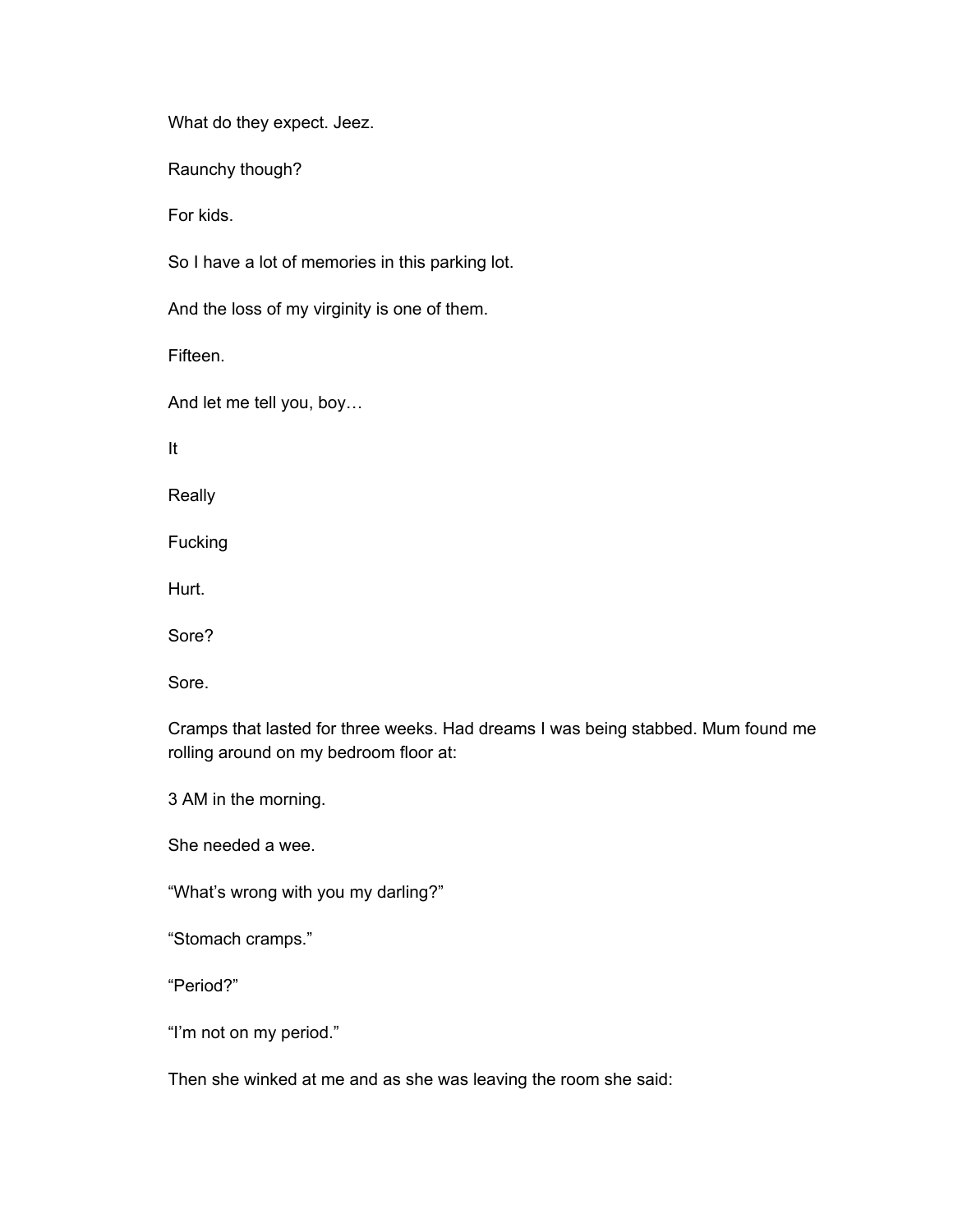What do they expect. Jeez.

Raunchy though?

For kids.

So I have a lot of memories in this parking lot.

And the loss of my virginity is one of them.

Fifteen.

And let me tell you, boy…

It

Really

Fucking

Hurt.

Sore?

Sore.

Cramps that lasted for three weeks. Had dreams I was being stabbed. Mum found me rolling around on my bedroom floor at:

3 AM in the morning.

She needed a wee.

"What's wrong with you my darling?"

"Stomach cramps."

"Period?"

"I'm not on my period."

Then she winked at me and as she was leaving the room she said: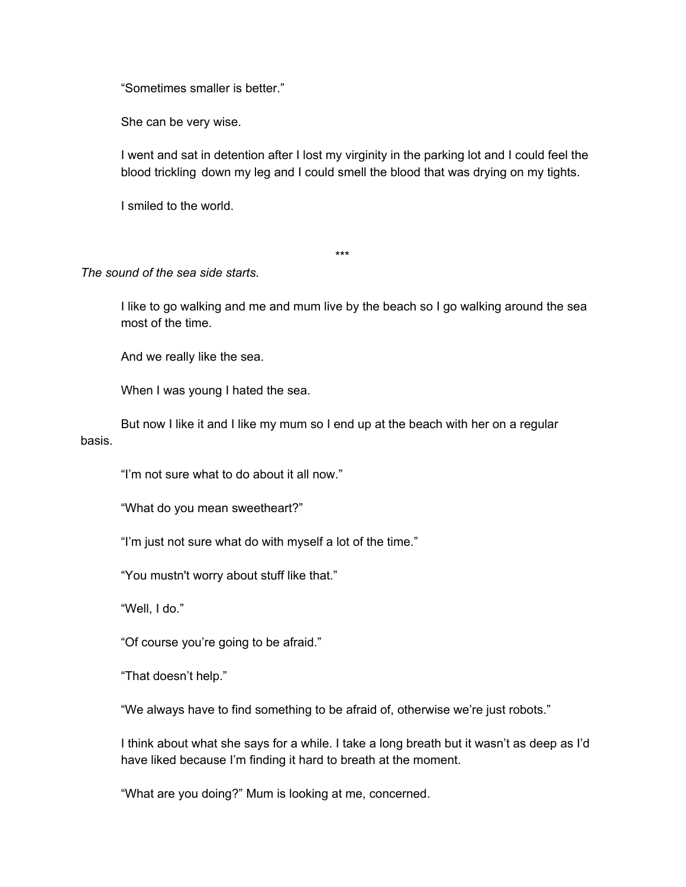"Sometimes smaller is better."

She can be very wise.

I went and sat in detention after I lost my virginity in the parking lot and I could feel the blood trickling down my leg and I could smell the blood that was drying on my tights.

I smiled to the world.

***

*The sound of the sea side starts.*

I like to go walking and me and mum live by the beach so I go walking around the sea most of the time.

And we really like the sea.

When I was young I hated the sea.

But now I like it and I like my mum so I end up at the beach with her on a regular basis.

"I'm not sure what to do about it all now."

"What do you mean sweetheart?"

"I'm just not sure what do with myself a lot of the time."

"You mustn't worry about stuff like that."

"Well, I do."

"Of course you're going to be afraid."

"That doesn't help."

"We always have to find something to be afraid of, otherwise we're just robots."

I think about what she says for a while. I take a long breath but it wasn't as deep as I'd have liked because I'm finding it hard to breath at the moment.

"What are you doing?" Mum is looking at me, concerned.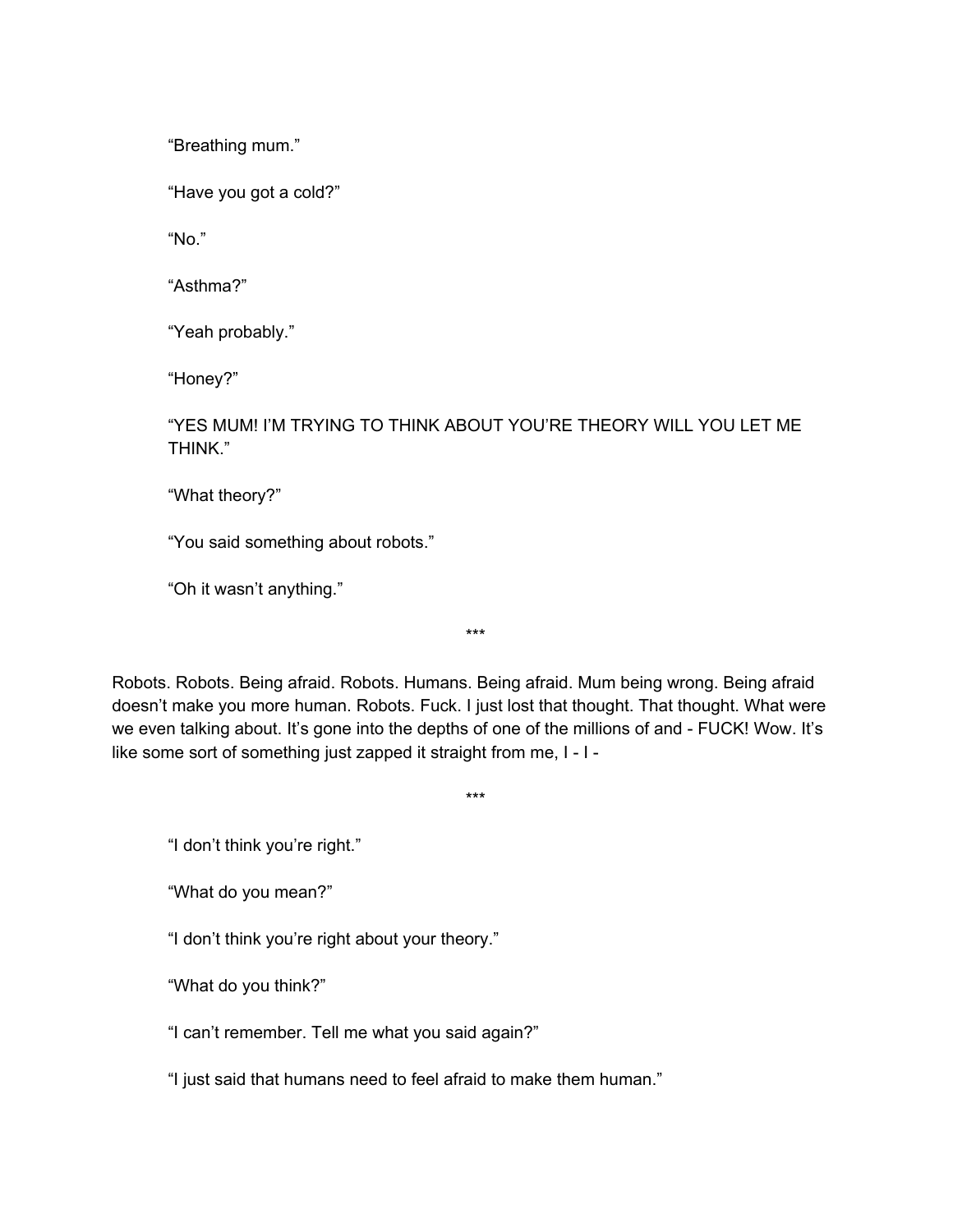“Breathing mum.”

“Have you got a cold?”

“No.”

“Asthma?”

“Yeah probably.”

“Honey?”

“YES MUM! I’M TRYING TO THINK ABOUT YOU’RE THEORY WILL YOU LET ME THINK.”

“What theory?”

“You said something about robots.”

“Oh it wasn’t anything.”

***

Robots. Robots. Being afraid. Robots. Humans. Being afraid. Mum being wrong. Being afraid doesn’t make you more human. Robots. Fuck. I just lost that thought. That thought. What were we even talking about. It’s gone into the depths of one of the millions of and - FUCK! Wow. It’s like some sort of something just zapped it straight from me, I - I -

***

“I don’t think you’re right.”

“What do you mean?”

“I don’t think you’re right about your theory.”

“What do you think?”

“I can’t remember. Tell me what you said again?”

“I just said that humans need to feel afraid to make them human.”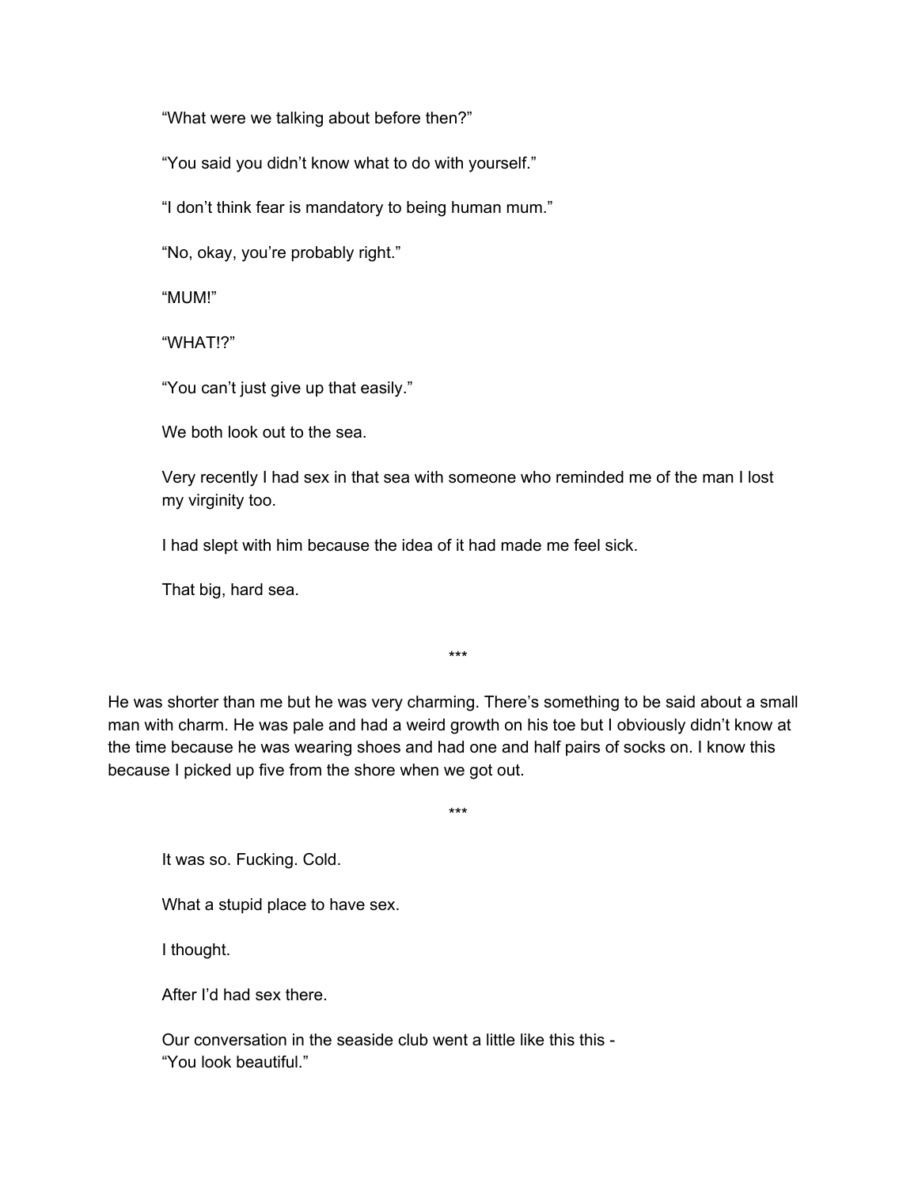"What were we talking about before then?"

"You said you didn't know what to do with yourself."

"I don't think fear is mandatory to being human mum."

"No, okay, you're probably right."

"MUM!"

"WHAT!?"

"You can't just give up that easily."

We both look out to the sea.

Very recently I had sex in that sea with someone who reminded me of the man I lost my virginity too.

I had slept with him because the idea of it had made me feel sick.

That big, hard sea.

***

He was shorter than me but he was very charming. There's something to be said about a small man with charm. He was pale and had a weird growth on his toe but I obviously didn't know at the time because he was wearing shoes and had one and half pairs of socks on. I know this because I picked up five from the shore when we got out.

***

It was so. Fucking. Cold.

What a stupid place to have sex.

I thought.

After I'd had sex there.

Our conversation in the seaside club went a little like this this -
"You look beautiful."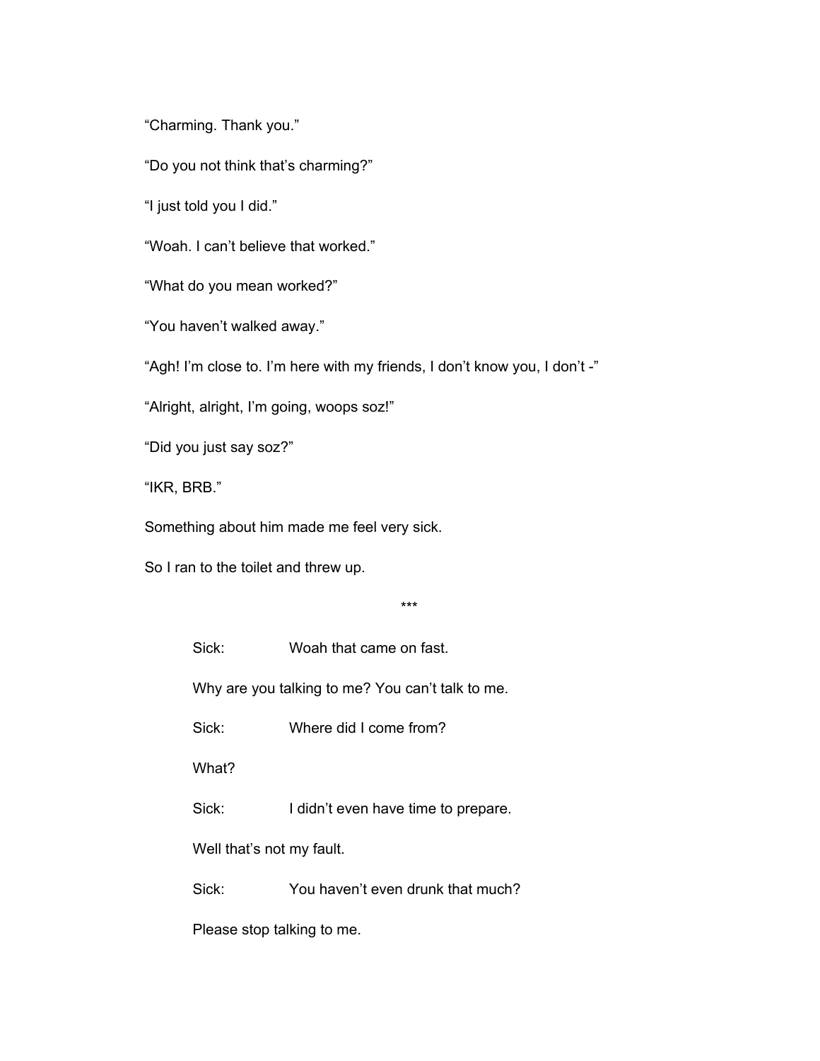"Charming. Thank you."

"Do you not think that's charming?"

"I just told you I did."

"Woah. I can't believe that worked."

"What do you mean worked?"

"You haven't walked away."

"Agh! I'm close to. I'm here with my friends, I don't know you, I don't -"

"Alright, alright, I'm going, woops soz!"

"Did you just say soz?"

"IKR, BRB."

Something about him made me feel very sick.

So I ran to the toilet and threw up.

***

> Sick: Woah that came on fast.
>
> Why are you talking to me? You can't talk to me.
>
> Sick: Where did I come from?
>
> What?
>
> Sick: I didn't even have time to prepare.
>
> Well that's not my fault.
>
> Sick: You haven't even drunk that much?
>
> Please stop talking to me.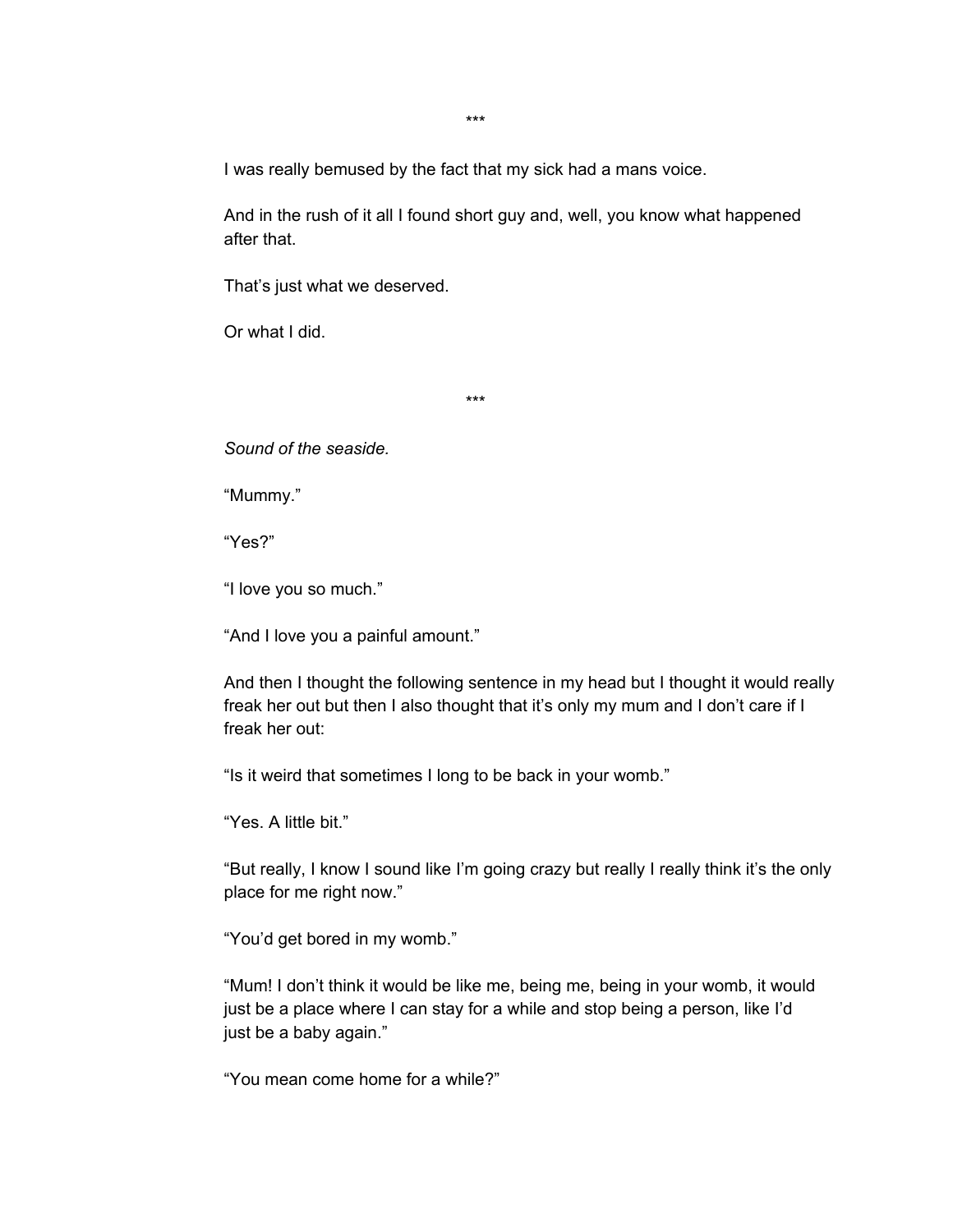***

I was really bemused by the fact that my sick had a mans voice.

And in the rush of it all I found short guy and, well, you know what happened after that.

That's just what we deserved.

Or what I did.

***

*Sound of the seaside.*

"Mummy."

"Yes?"

"I love you so much."

"And I love you a painful amount."

And then I thought the following sentence in my head but I thought it would really freak her out but then I also thought that it's only my mum and I don't care if I freak her out:

"Is it weird that sometimes I long to be back in your womb."

"Yes. A little bit."

"But really, I know I sound like I'm going crazy but really I really think it's the only place for me right now."

"You'd get bored in my womb."

"Mum! I don't think it would be like me, being me, being in your womb, it would just be a place where I can stay for a while and stop being a person, like I'd just be a baby again."

"You mean come home for a while?"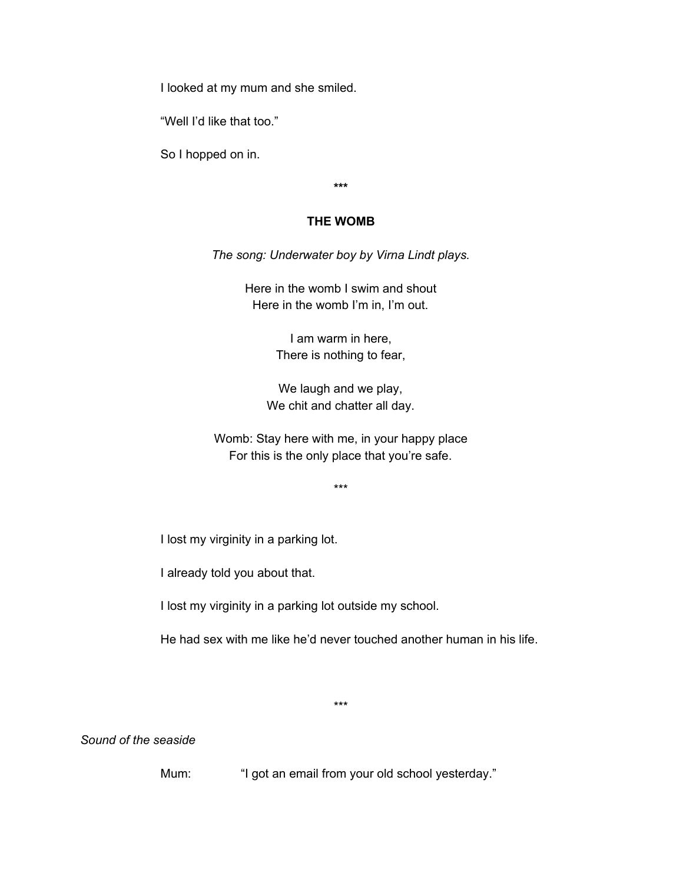I looked at my mum and she smiled.

"Well I'd like that too."

So I hopped on in.

***

**THE WOMB**

*The song: Underwater boy by Virna Lindt plays.*

Here in the womb I swim and shout
Here in the womb I'm in, I'm out.

I am warm in here,
There is nothing to fear,

We laugh and we play,
We chit and chatter all day.

Womb: Stay here with me, in your happy place
For this is the only place that you're safe.

***

I lost my virginity in a parking lot.

I already told you about that.

I lost my virginity in a parking lot outside my school.

He had sex with me like he'd never touched another human in his life.

***

*Sound of the seaside*

Mum: "I got an email from your old school yesterday."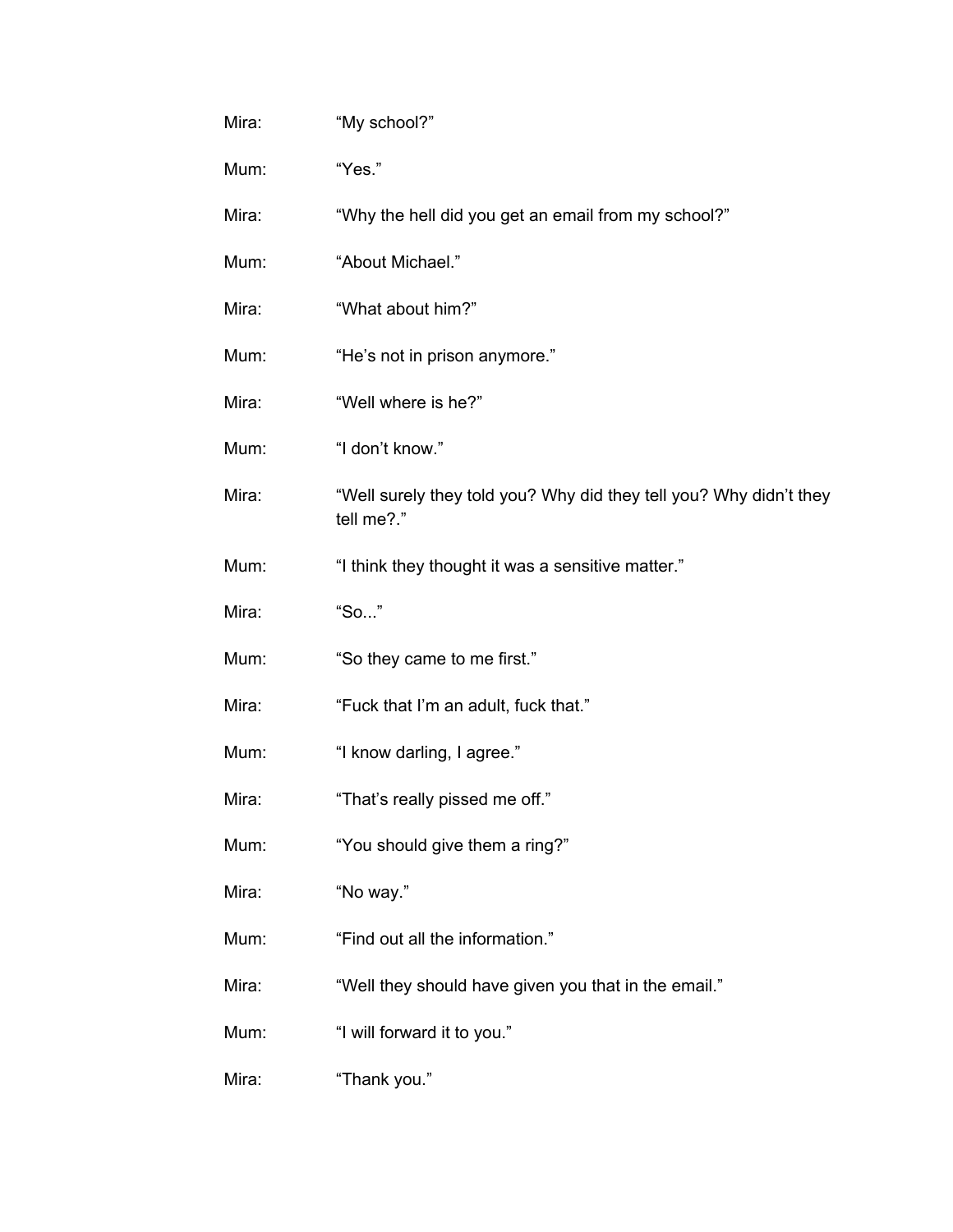Mira: "My school?"

Mum: "Yes."

Mira: "Why the hell did you get an email from my school?"

Mum: "About Michael."

Mira: "What about him?"

Mum: "He's not in prison anymore."

Mira: "Well where is he?"

Mum: "I don't know."

Mira: "Well surely they told you? Why did they tell you? Why didn't they tell me?."

Mum: "I think they thought it was a sensitive matter."

Mira: "So..."

Mum: "So they came to me first."

Mira: "Fuck that I'm an adult, fuck that."

Mum: "I know darling, I agree."

Mira: "That's really pissed me off."

Mum: "You should give them a ring?"

Mira: "No way."

Mum: "Find out all the information."

Mira: "Well they should have given you that in the email."

Mum: "I will forward it to you."

Mira: "Thank you."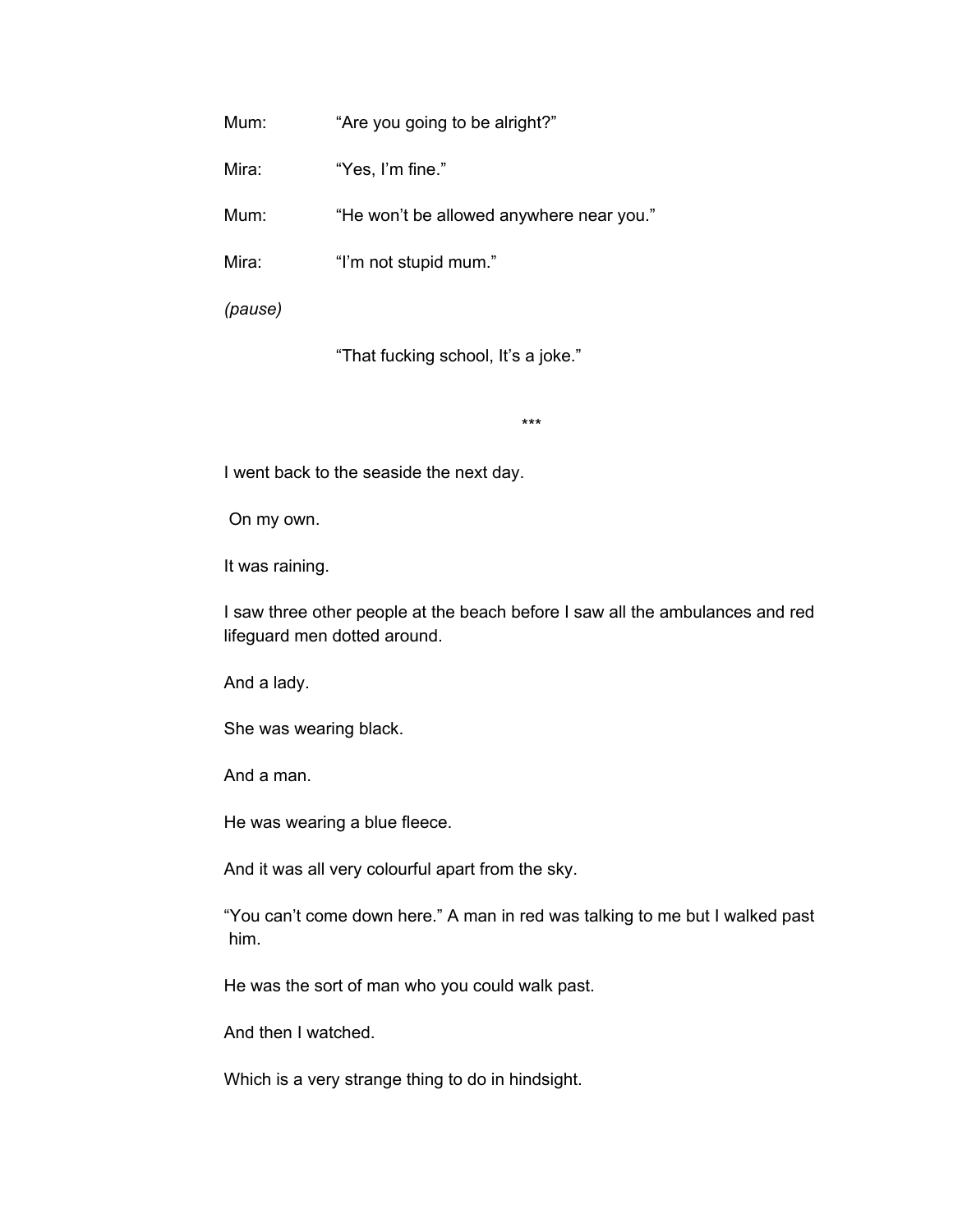Mum: “Are you going to be alright?”

Mira: “Yes, I’m fine.”

Mum: “He won’t be allowed anywhere near you.”

Mira: “I’m not stupid mum.”

*(pause)*

“That fucking school, It’s a joke.”

***

I went back to the seaside the next day.

On my own.

It was raining.

I saw three other people at the beach before I saw all the ambulances and red lifeguard men dotted around.

And a lady.

She was wearing black.

And a man.

He was wearing a blue fleece.

And it was all very colourful apart from the sky.

“You can’t come down here.” A man in red was talking to me but I walked past him.

He was the sort of man who you could walk past.

And then I watched.

Which is a very strange thing to do in hindsight.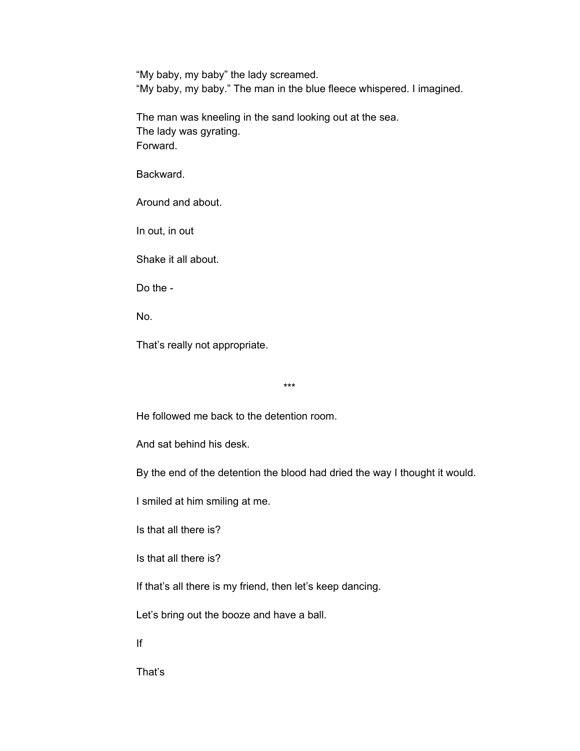“My baby, my baby” the lady screamed.
“My baby, my baby.” The man in the blue fleece whispered. I imagined.

The man was kneeling in the sand looking out at the sea.
The lady was gyrating.
Forward.

Backward.

Around and about.

In out, in out

Shake it all about.

Do the -

No.

That’s really not appropriate.

***

He followed me back to the detention room.

And sat behind his desk.

By the end of the detention the blood had dried the way I thought it would.

I smiled at him smiling at me.

Is that all there is?

Is that all there is?

If that’s all there is my friend, then let’s keep dancing.

Let’s bring out the booze and have a ball.

If

That’s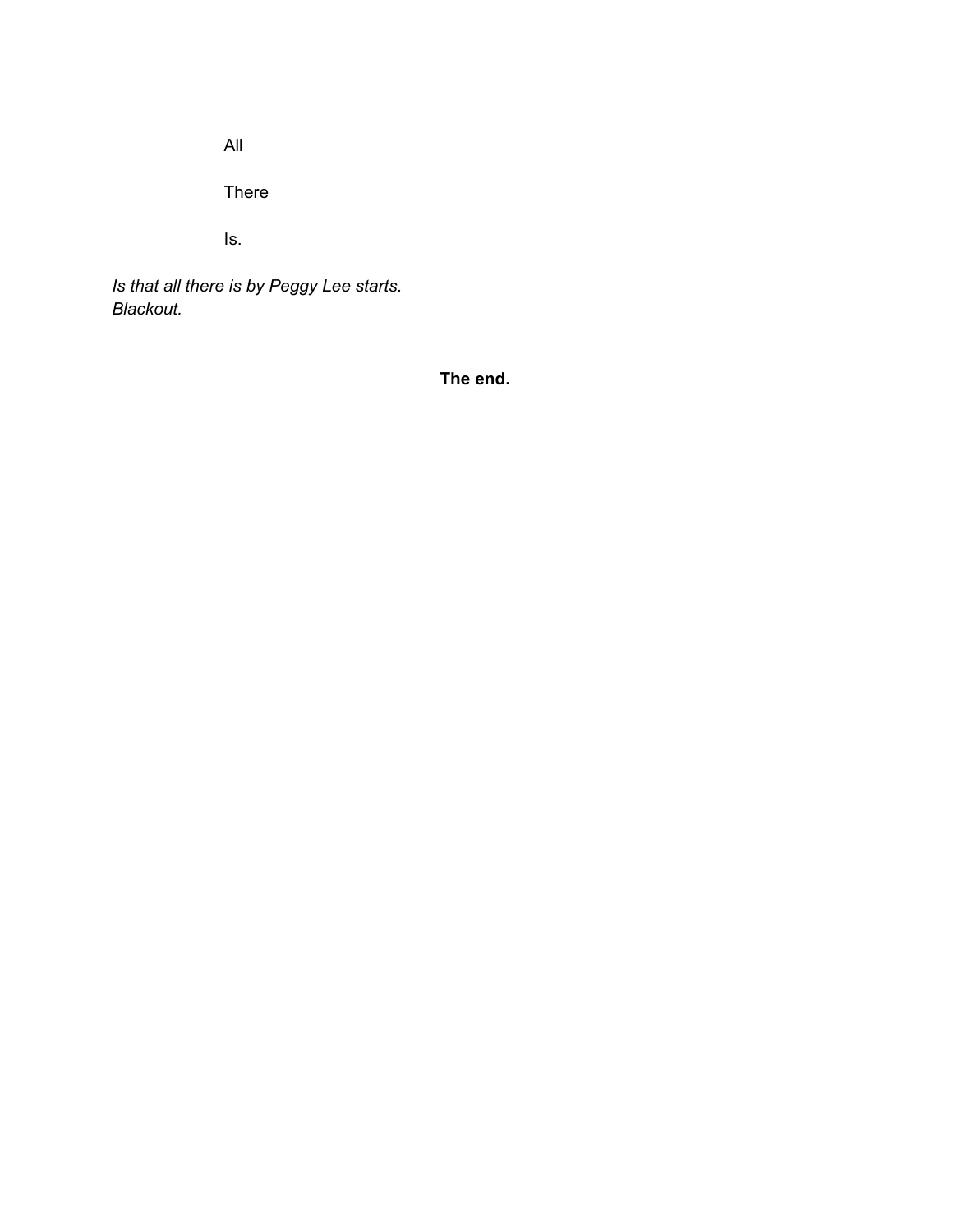All

There

Is.

*Is that all there is by Peggy Lee starts.*
*Blackout.*

**The end.**